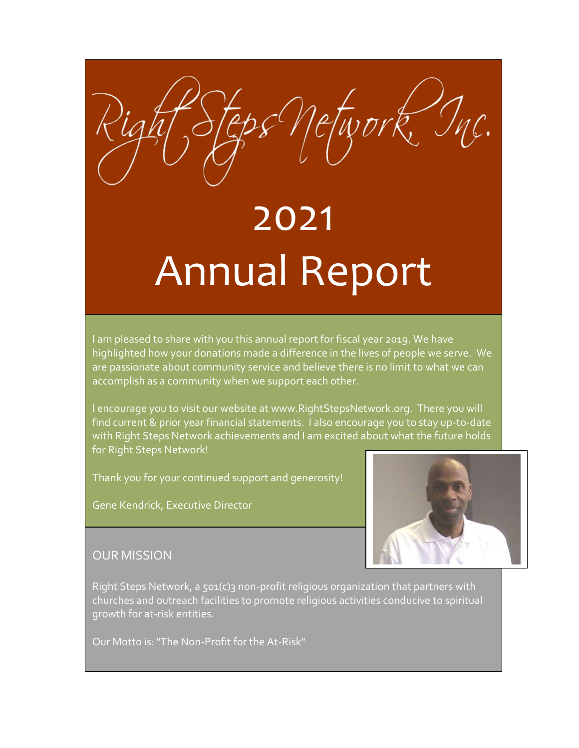# Right Steps Network, Inc.

# 2021 Annual Report

I am pleased to share with you this annual report for fiscal year 2019. We have highlighted how your donations made a difference in the lives of people we serve. We are passionate about community service and believe there is no limit to what we can accomplish as a community when we support each other.

I encourage you to visit our website at www.RightStepsNetwork.org. There you will find current & prior year financial statements. I also encourage you to stay up-to-date with Right Steps Network achievements and I am excited about what the future holds for Right Steps Network!

Thank you for your continued support and generosity!

Gene Kendrick, Executive Director

## OUR MISSION

Right Steps Network, a 501(c)3 non-profit religious organization that partners with churches and outreach facilities to promote religious activities conducive to spiritual growth for at-risk entities.

Our Motto is: "The Non-Profit for the At-Risk"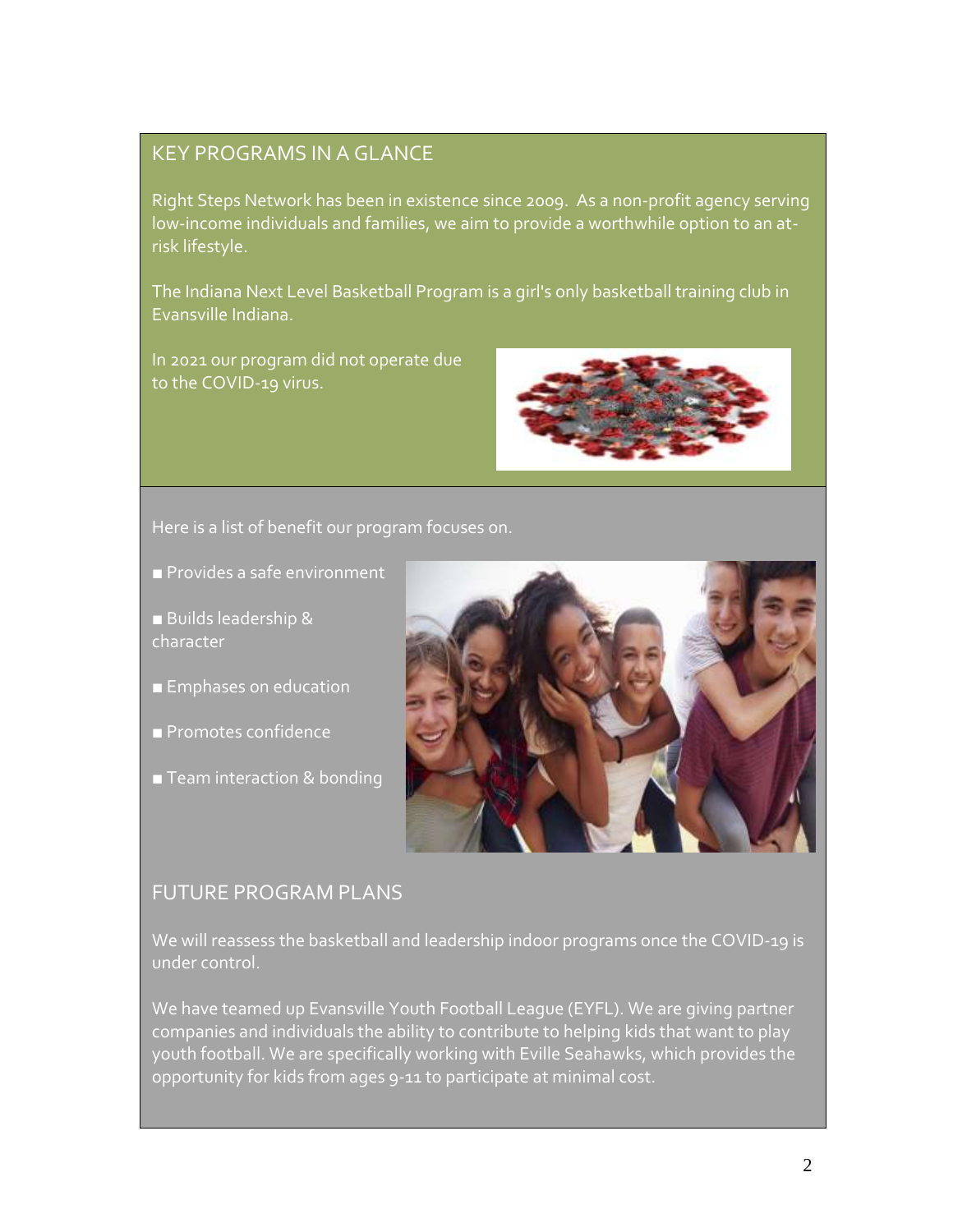## KEY PROGRAMS IN A GLANCE

Right Steps Network has been in existence since 2009. As a non-profit agency serving low-income individuals and families, we aim to provide a worthwhile option to an at-risk lifestyle.

The Indiana Next Level Basketball Program is a girl's only basketball training club in Evansville Indiana.

In 2021 our program did not operate due to the COVID-19 virus.

Here is a list of benefit our program focuses on.

- Provides a safe environment
- Builds leadership & character
- Emphases on education
- Promotes confidence
- Team interaction & bonding

## FUTURE PROGRAM PLANS

We will reassess the basketball and leadership indoor programs once the COVID-19 is under control.

We have teamed up Evansville Youth Football League (EYFL). We are giving partner companies and individuals the ability to contribute to helping kids that want to play youth football. We are specifically working with Eville Seahawks, which provides the opportunity for kids from ages 9-11 to participate at minimal cost.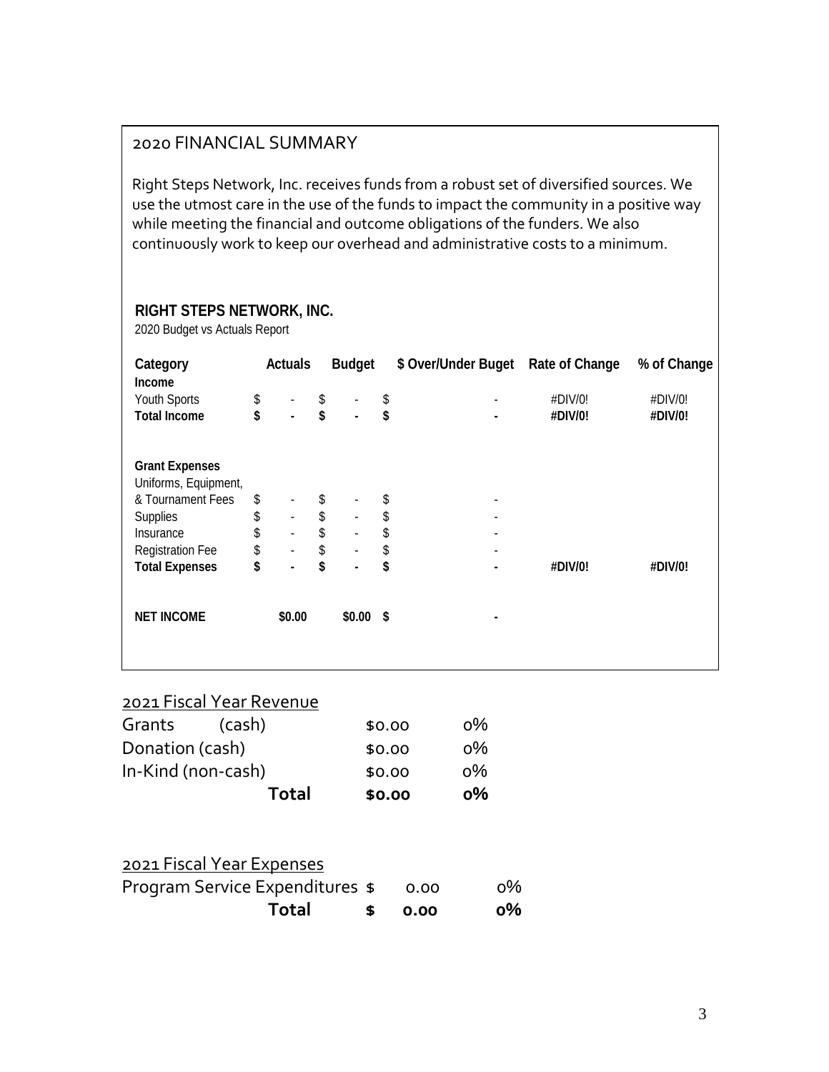## 2020 FINANCIAL SUMMARY

Right Steps Network, Inc. receives funds from a robust set of diversified sources. We use the utmost care in the use of the funds to impact the community in a positive way while meeting the financial and outcome obligations of the funders. We also continuously work to keep our overhead and administrative costs to a minimum.

**RIGHT STEPS NETWORK, INC.**

2020 Budget vs Actuals Report

| Category | Actuals | Budget | $ Over/Under Buget | Rate of Change | % of Change |
|---|---|---|---|---|---|
| **Income** | | | | | |
| Youth Sports | $ - | $ - | $ - | #DIV/0! | #DIV/0! |
| **Total Income** | **$ -** | **$ -** | **$ -** | **#DIV/0!** | **#DIV/0!** |
| | | | | | |
| **Grant Expenses** | | | | | |
| Uniforms, Equipment, & Tournament Fees | $ - | $ - | $ - | | |
| Supplies | $ - | $ - | $ - | | |
| Insurance | $ - | $ - | $ - | | |
| Registration Fee | $ - | $ - | $ - | | |
| **Total Expenses** | **$ -** | **$ -** | **$ -** | **#DIV/0!** | **#DIV/0!** |
| | | | | | |
| **NET INCOME** | **$0.00** | **$0.00** | **$ -** | | |

### 2021 Fiscal Year Revenue

| | | |
|---|---|---|
| Grants (cash) | $0.00 | 0% |
| Donation (cash) | $0.00 | 0% |
| In-Kind (non-cash) | $0.00 | 0% |
| **Total** | **$0.00** | **0%** |

### 2021 Fiscal Year Expenses

| | | |
|---|---|---|
| Program Service Expenditures | $ 0.00 | 0% |
| **Total** | **$ 0.00** | **0%** |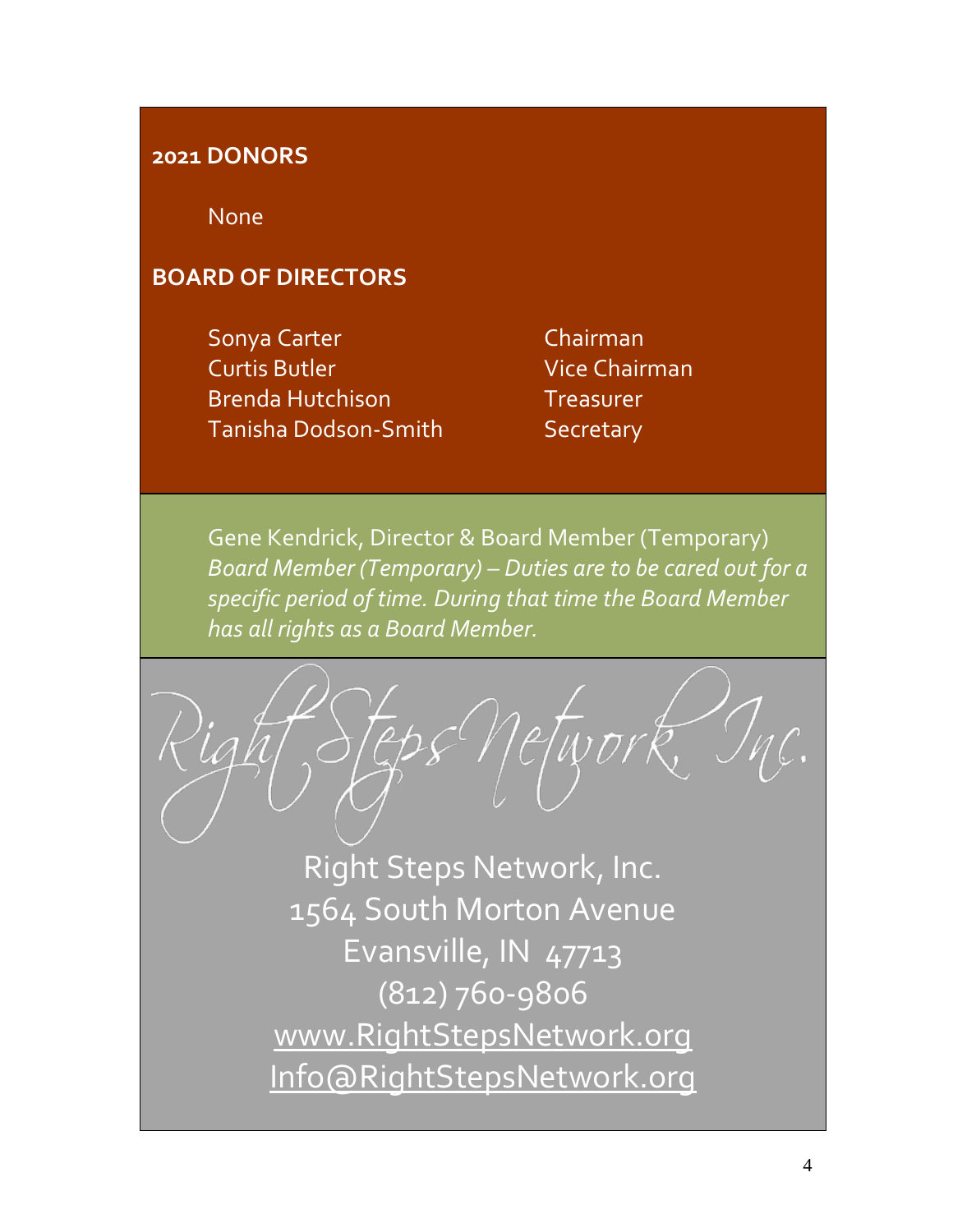## 2021 DONORS

None

## BOARD OF DIRECTORS

| | |
|---|---|
| Sonya Carter | Chairman |
| Curtis Butler | Vice Chairman |
| Brenda Hutchison | Treasurer |
| Tanisha Dodson-Smith | Secretary |

Gene Kendrick, Director & Board Member (Temporary)

*Board Member (Temporary) – Duties are to be cared out for a specific period of time. During that time the Board Member has all rights as a Board Member.*

Right Steps Network, Inc.

Right Steps Network, Inc.
1564 South Morton Avenue
Evansville, IN 47713
(812) 760-9806
www.RightStepsNetwork.org
Info@RightStepsNetwork.org